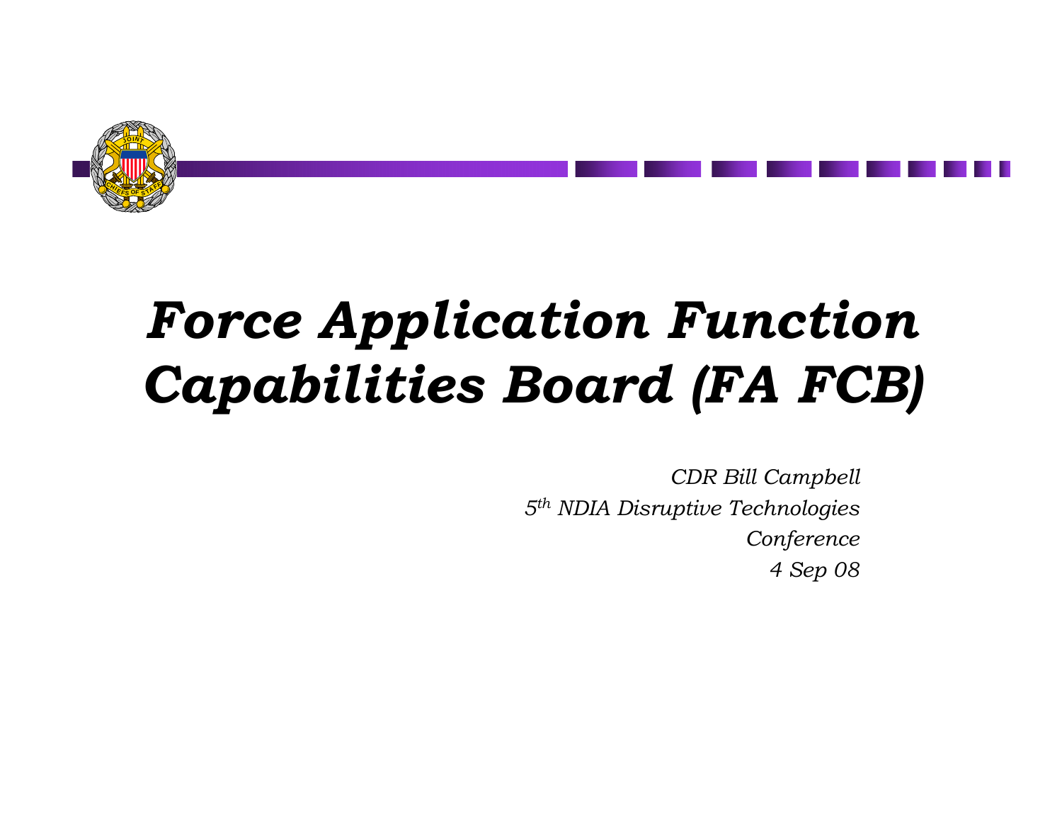# *Force Application Function Capabilities Board (FA FCB)*

*CDR Bill Campbell*

*5th NDIA Disruptive Technologies Conference*

*4 Sep 08*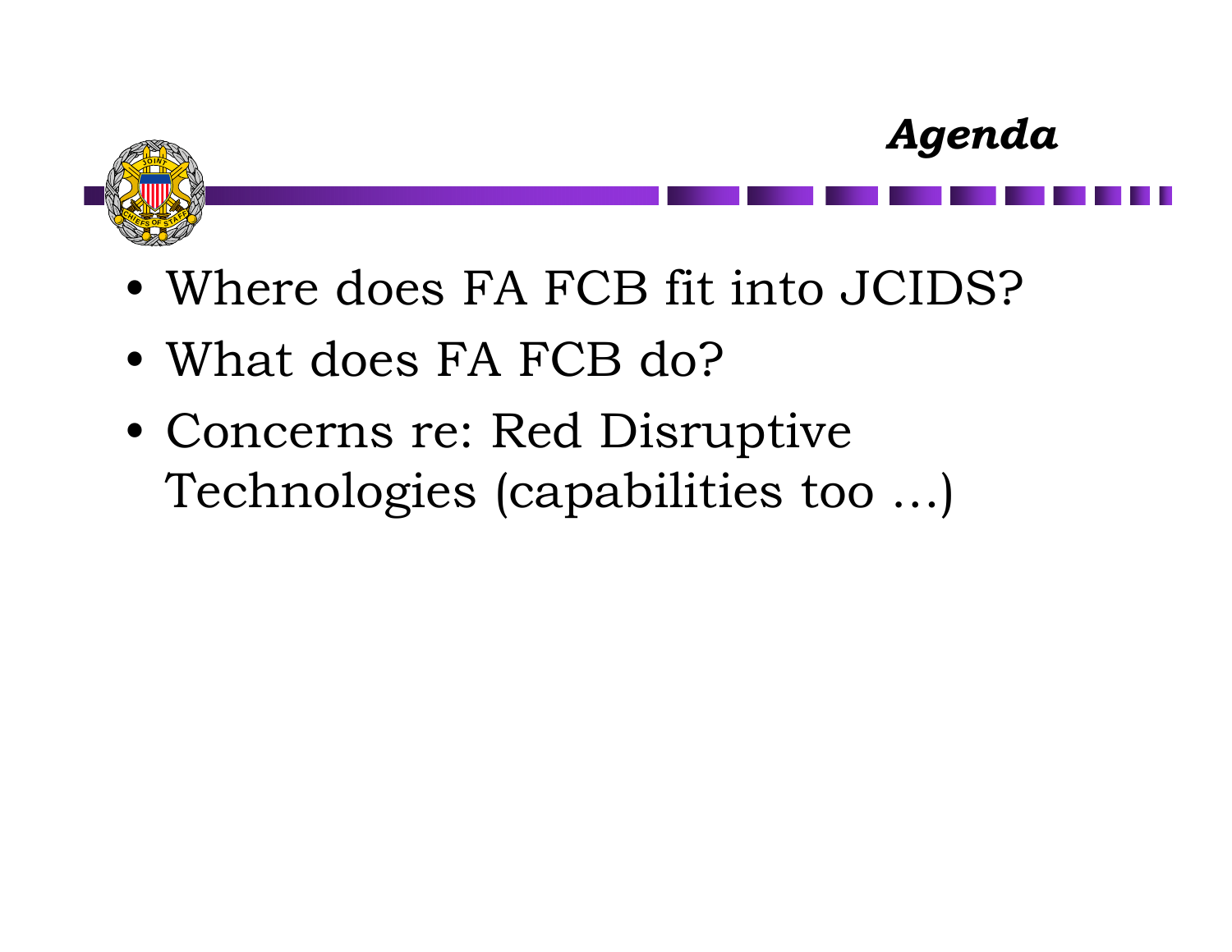# *Agenda*

- Where does FA FCB fit into JCIDS?
- What does FA FCB do?
- Concerns re: Red Disruptive Technologies (capabilities too …)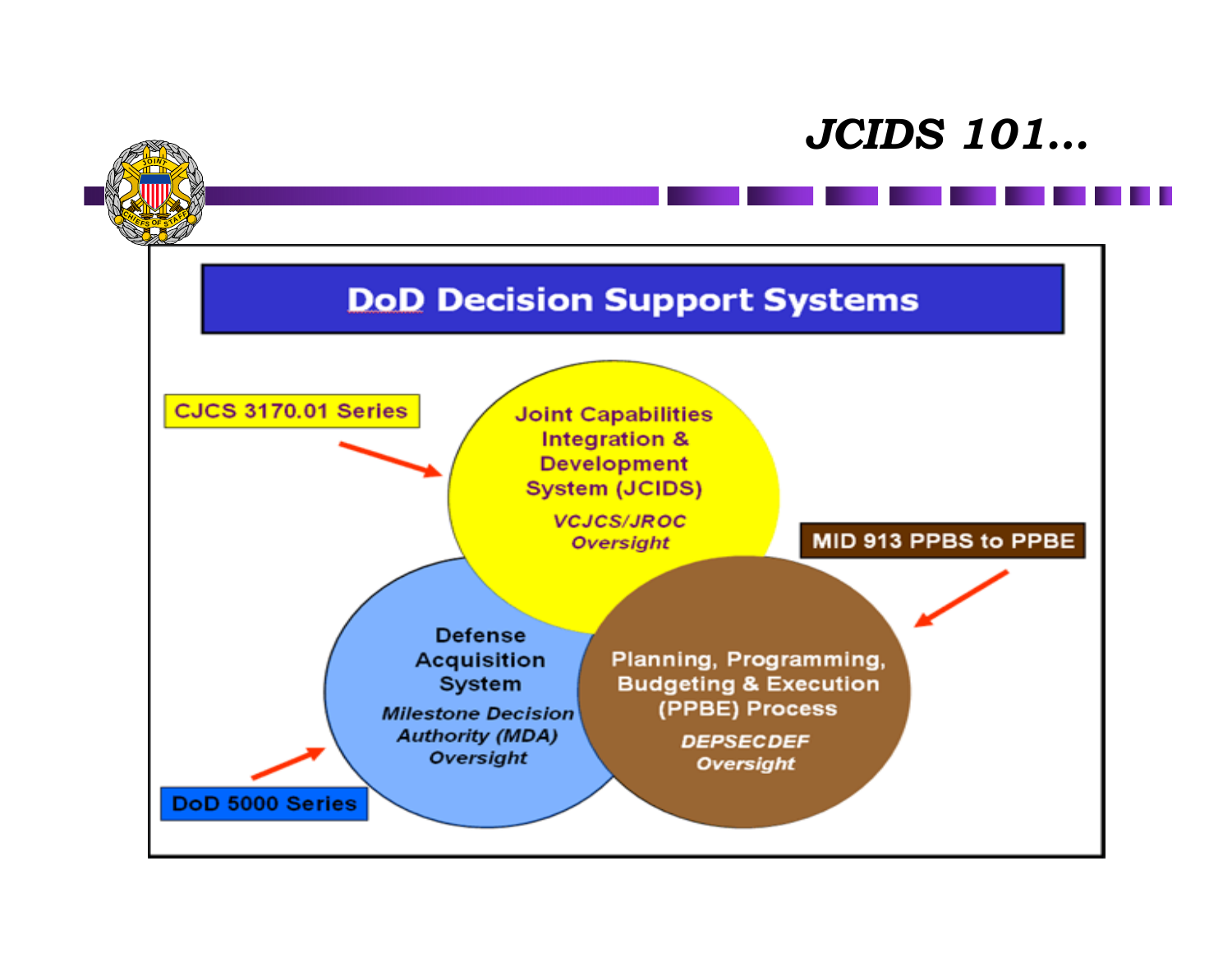# JCIDS 101…

## DoD Decision Support Systems

CJCS 3170.01 Series

**Joint Capabilities Integration & Development System (JCIDS)**

*VCJCS/JROC Oversight*

MID 913 PPBS to PPBE

**Defense Acquisition System**

*Milestone Decision Authority (MDA) Oversight*

**Planning, Programming, Budgeting & Execution (PPBE) Process**

*DEPSECDEF Oversight*

DoD 5000 Series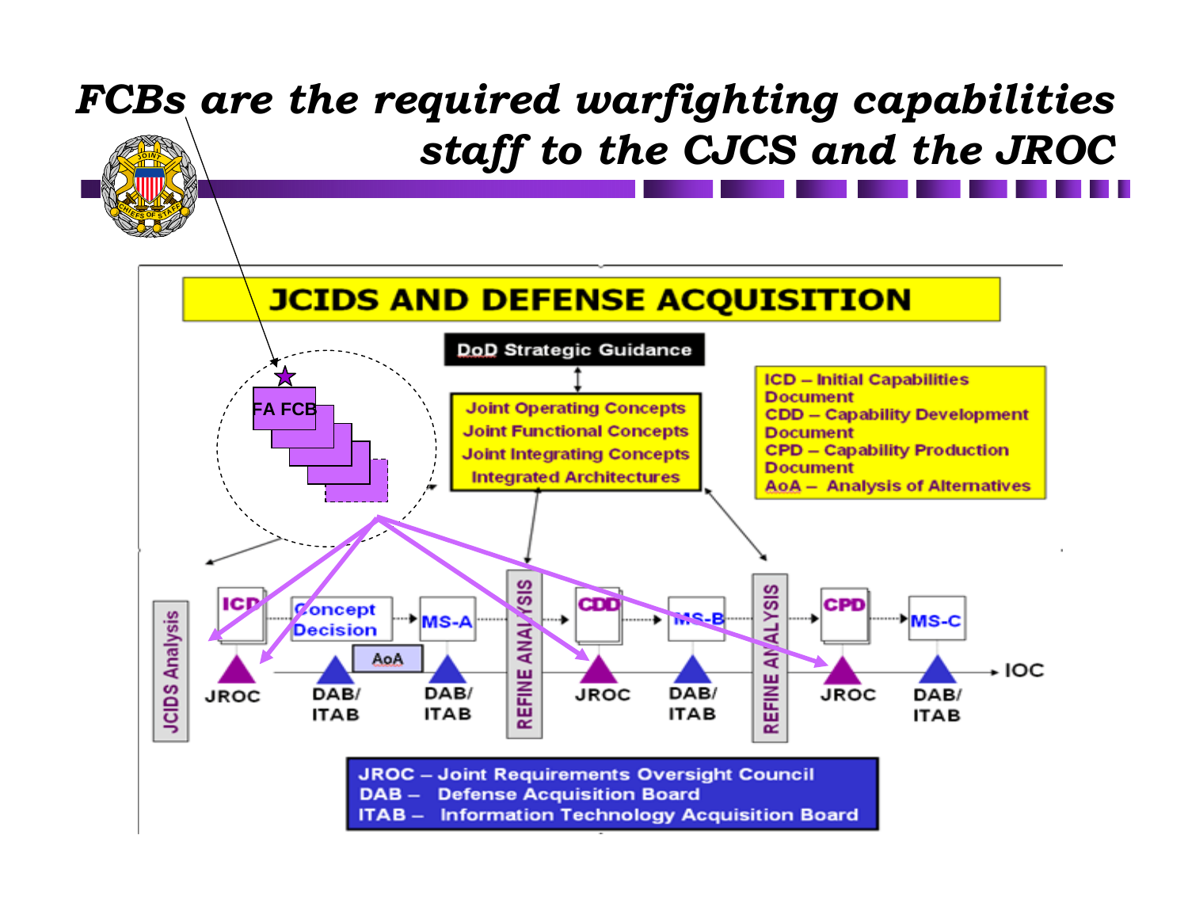# *FCBs are the required warfighting capabilities staff to the CJCS and the JROC*

## JCIDS AND DEFENSE ACQUISITION

DoD Strategic Guidance

Joint Operating Concepts
Joint Functional Concepts
Joint Integrating Concepts
Integrated Architectures

FA FCB

ICD – Initial Capabilities Document
CDD – Capability Development Document
CPD – Capability Production Document
AoA – Analysis of Alternatives

JCIDS Analysis

ICD — Concept Decision — MS-A — REFINE ANALYSIS — CDD — MS-B — REFINE ANALYSIS — CPD — MS-C — IOC

AoA

JROC — DAB/ITAB — DAB/ITAB — JROC — DAB/ITAB — JROC — DAB/ITAB

JROC – Joint Requirements Oversight Council
DAB – Defense Acquisition Board
ITAB – Information Technology Acquisition Board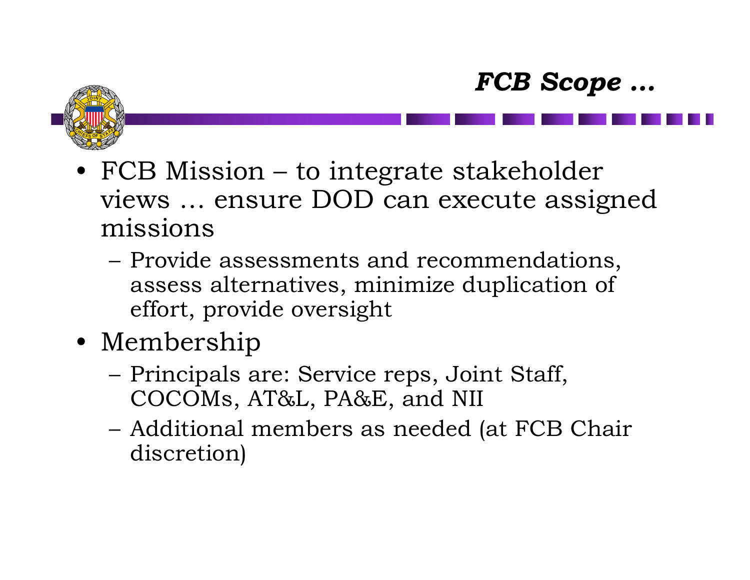## *FCB Scope …*

- FCB Mission – to integrate stakeholder views … ensure DOD can execute assigned missions
  - Provide assessments and recommendations, assess alternatives, minimize duplication of effort, provide oversight
- Membership
  - Principals are: Service reps, Joint Staff, COCOMs, AT&L, PA&E, and NII
  - Additional members as needed (at FCB Chair discretion)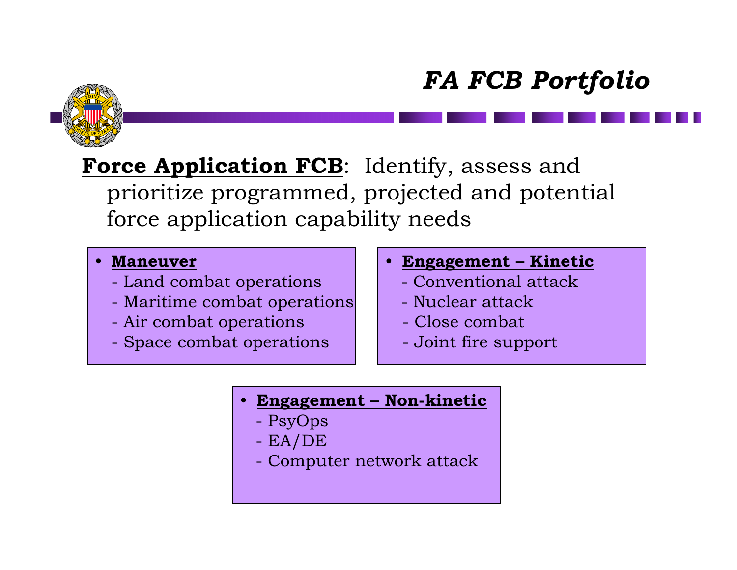# *FA FCB Portfolio*

**Force Application FCB**: Identify, assess and prioritize programmed, projected and potential force application capability needs

- **Maneuver**
  - Land combat operations
  - Maritime combat operations
  - Air combat operations
  - Space combat operations

- **Engagement – Kinetic**
  - Conventional attack
  - Nuclear attack
  - Close combat
  - Joint fire support

- **Engagement – Non-kinetic**
  - PsyOps
  - EA/DE
  - Computer network attack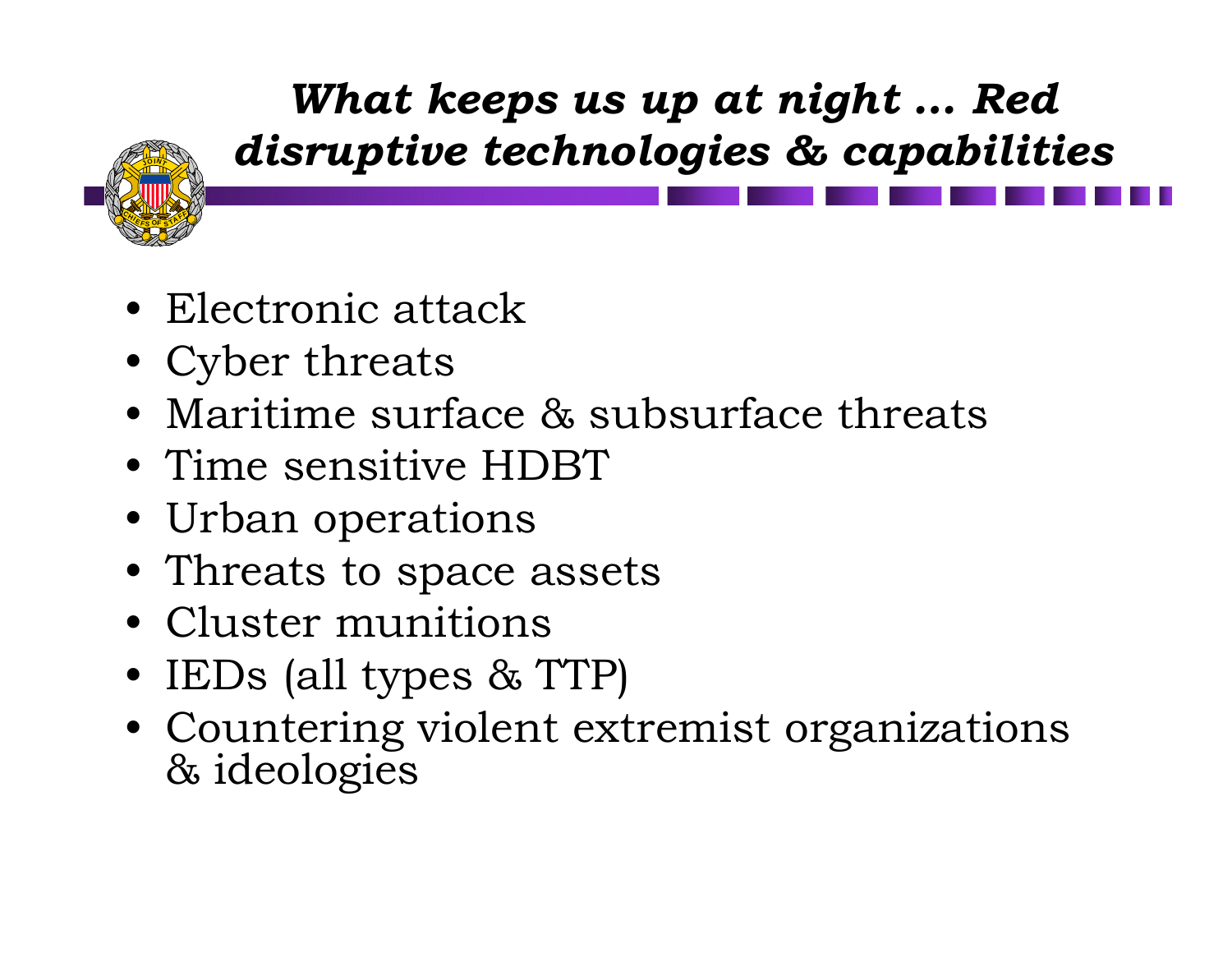# *What keeps us up at night … Red disruptive technologies & capabilities*

- Electronic attack
- Cyber threats
- Maritime surface & subsurface threats
- Time sensitive HDBT
- Urban operations
- Threats to space assets
- Cluster munitions
- IEDs (all types & TTP)
- Countering violent extremist organizations & ideologies